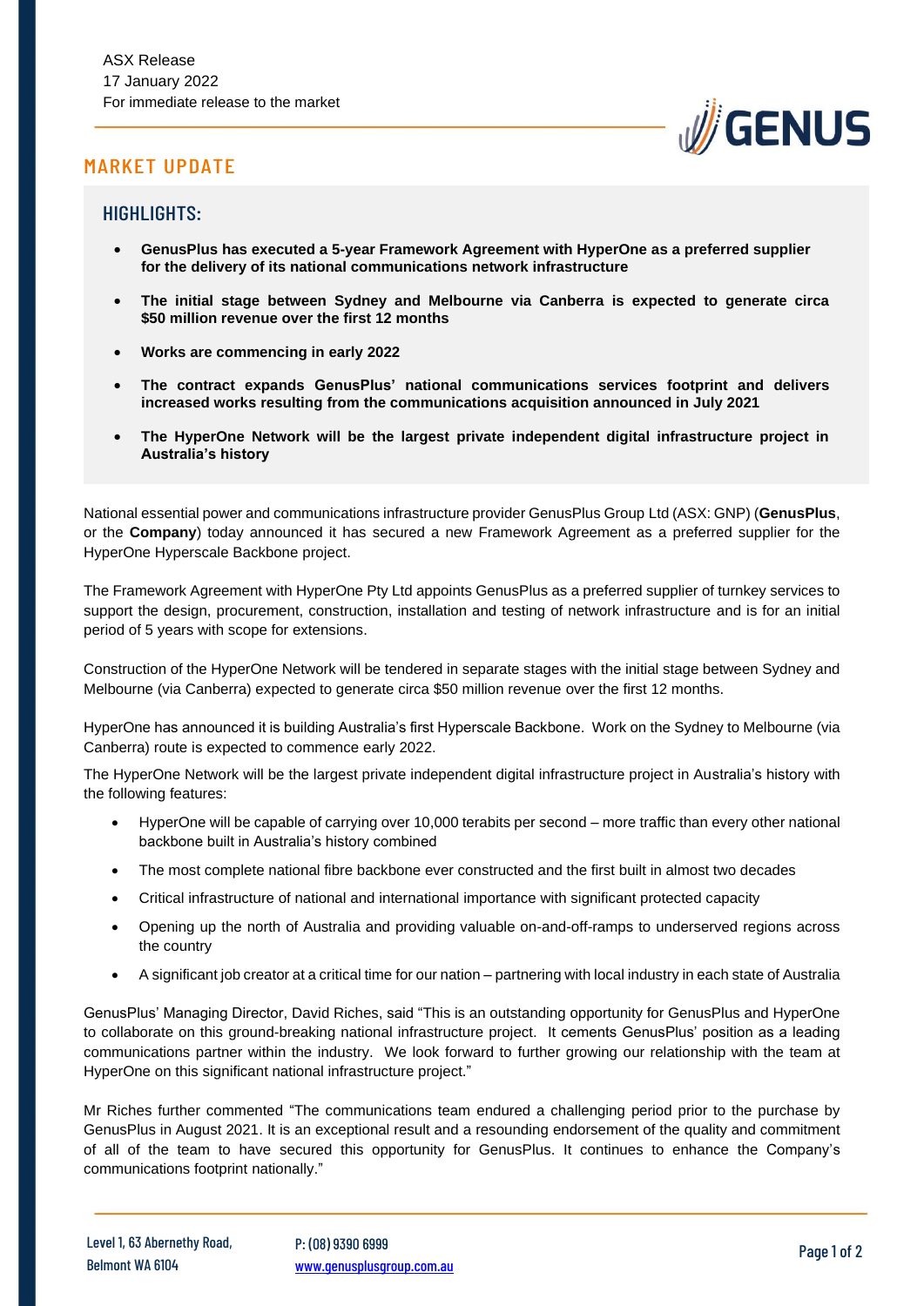ASX Release
17 January 2022
For immediate release to the market

# MARKET UPDATE

## HIGHLIGHTS:

- **GenusPlus has executed a 5-year Framework Agreement with HyperOne as a preferred supplier for the delivery of its national communications network infrastructure**
- **The initial stage between Sydney and Melbourne via Canberra is expected to generate circa $50 million revenue over the first 12 months**
- **Works are commencing in early 2022**
- **The contract expands GenusPlus' national communications services footprint and delivers increased works resulting from the communications acquisition announced in July 2021**
- **The HyperOne Network will be the largest private independent digital infrastructure project in Australia's history**

National essential power and communications infrastructure provider GenusPlus Group Ltd (ASX: GNP) (**GenusPlus**, or the **Company**) today announced it has secured a new Framework Agreement as a preferred supplier for the HyperOne Hyperscale Backbone project.

The Framework Agreement with HyperOne Pty Ltd appoints GenusPlus as a preferred supplier of turnkey services to support the design, procurement, construction, installation and testing of network infrastructure and is for an initial period of 5 years with scope for extensions.

Construction of the HyperOne Network will be tendered in separate stages with the initial stage between Sydney and Melbourne (via Canberra) expected to generate circa $50 million revenue over the first 12 months.

HyperOne has announced it is building Australia's first Hyperscale Backbone. Work on the Sydney to Melbourne (via Canberra) route is expected to commence early 2022.

The HyperOne Network will be the largest private independent digital infrastructure project in Australia's history with the following features:

- HyperOne will be capable of carrying over 10,000 terabits per second – more traffic than every other national backbone built in Australia's history combined
- The most complete national fibre backbone ever constructed and the first built in almost two decades
- Critical infrastructure of national and international importance with significant protected capacity
- Opening up the north of Australia and providing valuable on-and-off-ramps to underserved regions across the country
- A significant job creator at a critical time for our nation – partnering with local industry in each state of Australia

GenusPlus' Managing Director, David Riches, said "This is an outstanding opportunity for GenusPlus and HyperOne to collaborate on this ground-breaking national infrastructure project. It cements GenusPlus' position as a leading communications partner within the industry. We look forward to further growing our relationship with the team at HyperOne on this significant national infrastructure project."

Mr Riches further commented "The communications team endured a challenging period prior to the purchase by GenusPlus in August 2021. It is an exceptional result and a resounding endorsement of the quality and commitment of all of the team to have secured this opportunity for GenusPlus. It continues to enhance the Company's communications footprint nationally."

Level 1, 63 Abernethy Road,
Belmont WA 6104

P: (08) 9390 6999
www.genusplusgroup.com.au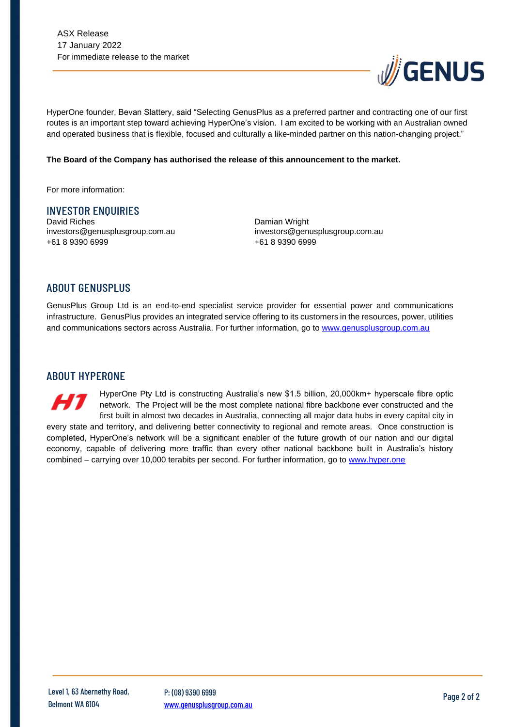ASX Release
17 January 2022
For immediate release to the market

HyperOne founder, Bevan Slattery, said "Selecting GenusPlus as a preferred partner and contracting one of our first routes is an important step toward achieving HyperOne's vision. I am excited to be working with an Australian owned and operated business that is flexible, focused and culturally a like-minded partner on this nation-changing project."

**The Board of the Company has authorised the release of this announcement to the market.**

For more information:

## INVESTOR ENQUIRIES

David Riches
investors@genusplusgroup.com.au
+61 8 9390 6999

Damian Wright
investors@genusplusgroup.com.au
+61 8 9390 6999

## ABOUT GENUSPLUS

GenusPlus Group Ltd is an end-to-end specialist service provider for essential power and communications infrastructure. GenusPlus provides an integrated service offering to its customers in the resources, power, utilities and communications sectors across Australia. For further information, go to www.genusplusgroup.com.au

## ABOUT HYPERONE

HyperOne Pty Ltd is constructing Australia's new $1.5 billion, 20,000km+ hyperscale fibre optic network. The Project will be the most complete national fibre backbone ever constructed and the first built in almost two decades in Australia, connecting all major data hubs in every capital city in every state and territory, and delivering better connectivity to regional and remote areas. Once construction is completed, HyperOne's network will be a significant enabler of the future growth of our nation and our digital economy, capable of delivering more traffic than every other national backbone built in Australia's history combined – carrying over 10,000 terabits per second. For further information, go to www.hyper.one

Level 1, 63 Abernethy Road,
Belmont WA 6104

P: (08) 9390 6999
www.genusplusgroup.com.au